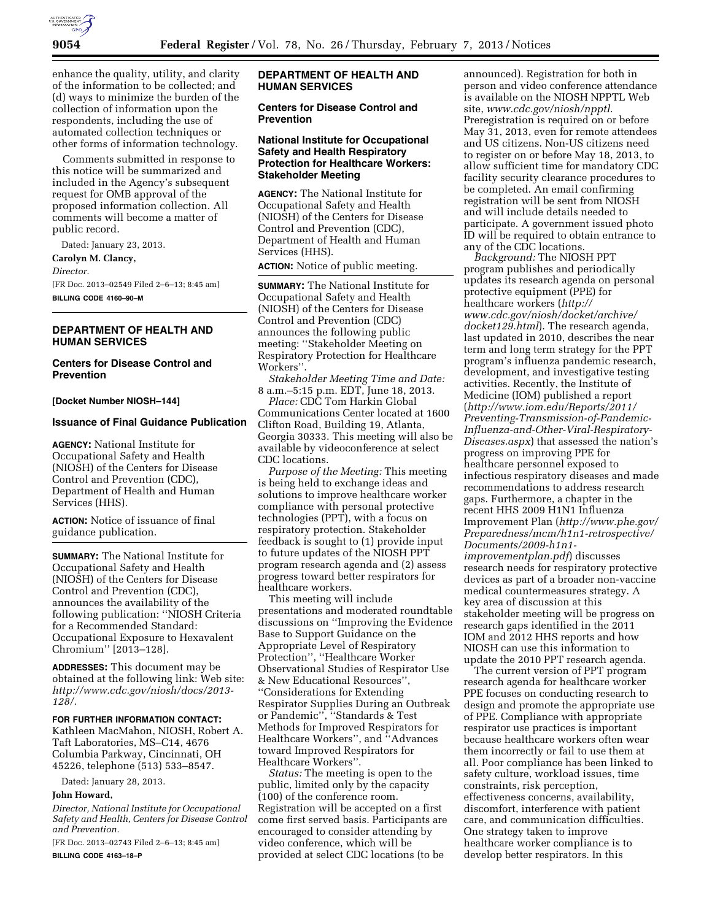enhance the quality, utility, and clarity of the information to be collected; and (d) ways to minimize the burden of the collection of information upon the respondents, including the use of automated collection techniques or other forms of information technology.

Comments submitted in response to this notice will be summarized and included in the Agency's subsequent request for OMB approval of the proposed information collection. All comments will become a matter of public record.

Dated: January 23, 2013.

**Carolyn M. Clancy,**

*Director.*

[FR Doc. 2013–02549 Filed 2–6–13; 8:45 am]

**BILLING CODE 4160–90–M**

---

## DEPARTMENT OF HEALTH AND HUMAN SERVICES

### Centers for Disease Control and Prevention

**[Docket Number NIOSH–144]**

### Issuance of Final Guidance Publication

**AGENCY:** National Institute for Occupational Safety and Health (NIOSH) of the Centers for Disease Control and Prevention (CDC), Department of Health and Human Services (HHS).

**ACTION:** Notice of issuance of final guidance publication.

**SUMMARY:** The National Institute for Occupational Safety and Health (NIOSH) of the Centers for Disease Control and Prevention (CDC), announces the availability of the following publication: ''NIOSH Criteria for a Recommended Standard: Occupational Exposure to Hexavalent Chromium'' [2013–128].

**ADDRESSES:** This document may be obtained at the following link: Web site: *http://www.cdc.gov/niosh/docs/2013-128/.*

**FOR FURTHER INFORMATION CONTACT:** Kathleen MacMahon, NIOSH, Robert A. Taft Laboratories, MS–C14, 4676 Columbia Parkway, Cincinnati, OH 45226, telephone (513) 533–8547.

Dated: January 28, 2013.

**John Howard,**

*Director, National Institute for Occupational Safety and Health, Centers for Disease Control and Prevention.*

[FR Doc. 2013–02743 Filed 2–6–13; 8:45 am]

**BILLING CODE 4163–18–P**

---

## DEPARTMENT OF HEALTH AND HUMAN SERVICES

### Centers for Disease Control and Prevention

### National Institute for Occupational Safety and Health Respiratory Protection for Healthcare Workers: Stakeholder Meeting

**AGENCY:** The National Institute for Occupational Safety and Health (NIOSH) of the Centers for Disease Control and Prevention (CDC), Department of Health and Human Services (HHS).

**ACTION:** Notice of public meeting.

**SUMMARY:** The National Institute for Occupational Safety and Health (NIOSH) of the Centers for Disease Control and Prevention (CDC) announces the following public meeting: ''Stakeholder Meeting on Respiratory Protection for Healthcare Workers''.

*Stakeholder Meeting Time and Date:* 8 a.m.–5:15 p.m. EDT, June 18, 2013.

*Place:* CDC Tom Harkin Global Communications Center located at 1600 Clifton Road, Building 19, Atlanta, Georgia 30333. This meeting will also be available by videoconference at select CDC locations.

*Purpose of the Meeting:* This meeting is being held to exchange ideas and solutions to improve healthcare worker compliance with personal protective technologies (PPT), with a focus on respiratory protection. Stakeholder feedback is sought to (1) provide input to future updates of the NIOSH PPT program research agenda and (2) assess progress toward better respirators for healthcare workers.

This meeting will include presentations and moderated roundtable discussions on ''Improving the Evidence Base to Support Guidance on the Appropriate Level of Respiratory Protection'', ''Healthcare Worker Observational Studies of Respirator Use & New Educational Resources'', ''Considerations for Extending Respirator Supplies During an Outbreak or Pandemic'', ''Standards & Test Methods for Improved Respirators for Healthcare Workers'', and ''Advances toward Improved Respirators for Healthcare Workers''.

*Status:* The meeting is open to the public, limited only by the capacity (100) of the conference room. Registration will be accepted on a first come first served basis. Participants are encouraged to consider attending by video conference, which will be provided at select CDC locations (to be announced). Registration for both in person and video conference attendance is available on the NIOSH NPPTL Web site, *www.cdc.gov/niosh/npptl.* Preregistration is required on or before May 31, 2013, even for remote attendees and US citizens. Non-US citizens need to register on or before May 18, 2013, to allow sufficient time for mandatory CDC facility security clearance procedures to be completed. An email confirming registration will be sent from NIOSH and will include details needed to participate. A government issued photo ID will be required to obtain entrance to any of the CDC locations.

*Background:* The NIOSH PPT program publishes and periodically updates its research agenda on personal protective equipment (PPE) for healthcare workers (*http://www.cdc.gov/niosh/docket/archive/docket129.html*). The research agenda, last updated in 2010, describes the near term and long term strategy for the PPT program's influenza pandemic research, development, and investigative testing activities. Recently, the Institute of Medicine (IOM) published a report (*http://www.iom.edu/Reports/2011/Preventing-Transmission-of-Pandemic-Influenza-and-Other-Viral-Respiratory-Diseases.aspx*) that assessed the nation's progress on improving PPE for healthcare personnel exposed to infectious respiratory diseases and made recommendations to address research gaps. Furthermore, a chapter in the recent HHS 2009 H1N1 Influenza Improvement Plan (*http://www.phe.gov/Preparedness/mcm/h1n1-retrospective/Documents/2009-h1n1-improvementplan.pdf*) discusses research needs for respiratory protective devices as part of a broader non-vaccine medical countermeasures strategy. A key area of discussion at this stakeholder meeting will be progress on research gaps identified in the 2011 IOM and 2012 HHS reports and how NIOSH can use this information to update the 2010 PPT research agenda.

The current version of PPT program research agenda for healthcare worker PPE focuses on conducting research to design and promote the appropriate use of PPE. Compliance with appropriate respirator use practices is important because healthcare workers often wear them incorrectly or fail to use them at all. Poor compliance has been linked to safety culture, workload issues, time constraints, risk perception, effectiveness concerns, availability, discomfort, interference with patient care, and communication difficulties. One strategy taken to improve healthcare worker compliance is to develop better respirators. In this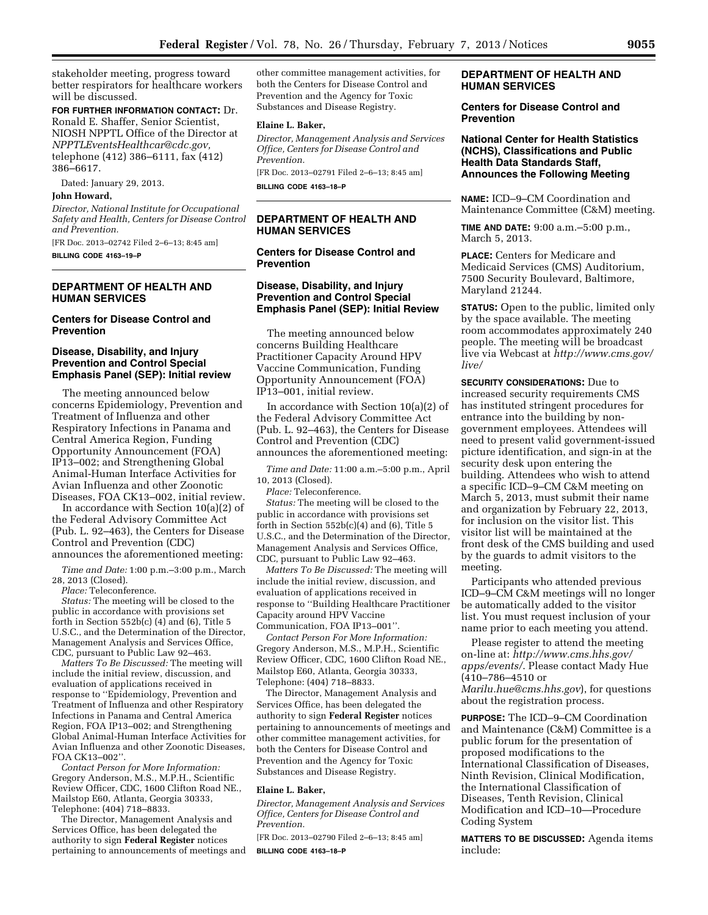stakeholder meeting, progress toward better respirators for healthcare workers will be discussed.

**FOR FURTHER INFORMATION CONTACT:** Dr. Ronald E. Shaffer, Senior Scientist, NIOSH NPPTL Office of the Director at *NPPTLEventsHealthcar@cdc.gov,* telephone (412) 386–6111, fax (412) 386–6617.

Dated: January 29, 2013.

**John Howard,**

*Director, National Institute for Occupational Safety and Health, Centers for Disease Control and Prevention.*

[FR Doc. 2013–02742 Filed 2–6–13; 8:45 am]

**BILLING CODE 4163–19–P**

---

## DEPARTMENT OF HEALTH AND HUMAN SERVICES

### Centers for Disease Control and Prevention

### Disease, Disability, and Injury Prevention and Control Special Emphasis Panel (SEP): Initial review

The meeting announced below concerns Epidemiology, Prevention and Treatment of Influenza and other Respiratory Infections in Panama and Central America Region, Funding Opportunity Announcement (FOA) IP13–002; and Strengthening Global Animal-Human Interface Activities for Avian Influenza and other Zoonotic Diseases, FOA CK13–002, initial review.

In accordance with Section 10(a)(2) of the Federal Advisory Committee Act (Pub. L. 92–463), the Centers for Disease Control and Prevention (CDC) announces the aforementioned meeting:

*Time and Date:* 1:00 p.m.–3:00 p.m., March 28, 2013 (Closed).

*Place:* Teleconference.

*Status:* The meeting will be closed to the public in accordance with provisions set forth in Section 552b(c) (4) and (6), Title 5 U.S.C., and the Determination of the Director, Management Analysis and Services Office, CDC, pursuant to Public Law 92–463.

*Matters To Be Discussed:* The meeting will include the initial review, discussion, and evaluation of applications received in response to ''Epidemiology, Prevention and Treatment of Influenza and other Respiratory Infections in Panama and Central America Region, FOA IP13–002; and Strengthening Global Animal-Human Interface Activities for Avian Influenza and other Zoonotic Diseases, FOA CK13–002''.

*Contact Person for More Information:* Gregory Anderson, M.S., M.P.H., Scientific Review Officer, CDC, 1600 Clifton Road NE., Mailstop E60, Atlanta, Georgia 30333, Telephone: (404) 718–8833.

The Director, Management Analysis and Services Office, has been delegated the authority to sign **Federal Register** notices pertaining to announcements of meetings and other committee management activities, for both the Centers for Disease Control and Prevention and the Agency for Toxic Substances and Disease Registry.

**Elaine L. Baker,**

*Director, Management Analysis and Services Office, Centers for Disease Control and Prevention.*

[FR Doc. 2013–02791 Filed 2–6–13; 8:45 am]

**BILLING CODE 4163–18–P**

---

## DEPARTMENT OF HEALTH AND HUMAN SERVICES

### Centers for Disease Control and Prevention

### Disease, Disability, and Injury Prevention and Control Special Emphasis Panel (SEP): Initial Review

The meeting announced below concerns Building Healthcare Practitioner Capacity Around HPV Vaccine Communication, Funding Opportunity Announcement (FOA) IP13–001, initial review.

In accordance with Section 10(a)(2) of the Federal Advisory Committee Act (Pub. L. 92–463), the Centers for Disease Control and Prevention (CDC) announces the aforementioned meeting:

*Time and Date:* 11:00 a.m.–5:00 p.m., April 10, 2013 (Closed).

*Place:* Teleconference.

*Status:* The meeting will be closed to the public in accordance with provisions set forth in Section 552b(c)(4) and (6), Title 5 U.S.C., and the Determination of the Director, Management Analysis and Services Office, CDC, pursuant to Public Law 92–463.

*Matters To Be Discussed:* The meeting will include the initial review, discussion, and evaluation of applications received in response to ''Building Healthcare Practitioner Capacity around HPV Vaccine Communication, FOA IP13–001''.

*Contact Person For More Information:* Gregory Anderson, M.S., M.P.H., Scientific Review Officer, CDC, 1600 Clifton Road NE., Mailstop E60, Atlanta, Georgia 30333, Telephone: (404) 718–8833.

The Director, Management Analysis and Services Office, has been delegated the authority to sign **Federal Register** notices pertaining to announcements of meetings and other committee management activities, for both the Centers for Disease Control and Prevention and the Agency for Toxic Substances and Disease Registry.

**Elaine L. Baker,**

*Director, Management Analysis and Services Office, Centers for Disease Control and Prevention.*

[FR Doc. 2013–02790 Filed 2–6–13; 8:45 am]

**BILLING CODE 4163–18–P**

---

## DEPARTMENT OF HEALTH AND HUMAN SERVICES

### Centers for Disease Control and Prevention

### National Center for Health Statistics (NCHS), Classifications and Public Health Data Standards Staff, Announces the Following Meeting

**NAME:** ICD–9–CM Coordination and Maintenance Committee (C&M) meeting.

**TIME AND DATE:** 9:00 a.m.–5:00 p.m., March 5, 2013.

**PLACE:** Centers for Medicare and Medicaid Services (CMS) Auditorium, 7500 Security Boulevard, Baltimore, Maryland 21244.

**STATUS:** Open to the public, limited only by the space available. The meeting room accommodates approximately 240 people. The meeting will be broadcast live via Webcast at *http://www.cms.gov/live/*

**SECURITY CONSIDERATIONS:** Due to increased security requirements CMS has instituted stringent procedures for entrance into the building by non-government employees. Attendees will need to present valid government-issued picture identification, and sign-in at the security desk upon entering the building. Attendees who wish to attend a specific ICD–9–CM C&M meeting on March 5, 2013, must submit their name and organization by February 22, 2013, for inclusion on the visitor list. This visitor list will be maintained at the front desk of the CMS building and used by the guards to admit visitors to the meeting.

Participants who attended previous ICD–9–CM C&M meetings will no longer be automatically added to the visitor list. You must request inclusion of your name prior to each meeting you attend.

Please register to attend the meeting on-line at: *http://www.cms.hhs.gov/apps/events/*. Please contact Mady Hue (410–786–4510 or *Marilu.hue@cms.hhs.gov*), for questions about the registration process.

**PURPOSE:** The ICD–9–CM Coordination and Maintenance (C&M) Committee is a public forum for the presentation of proposed modifications to the International Classification of Diseases, Ninth Revision, Clinical Modification, the International Classification of Diseases, Tenth Revision, Clinical Modification and ICD–10—Procedure Coding System

**MATTERS TO BE DISCUSSED:** Agenda items include: